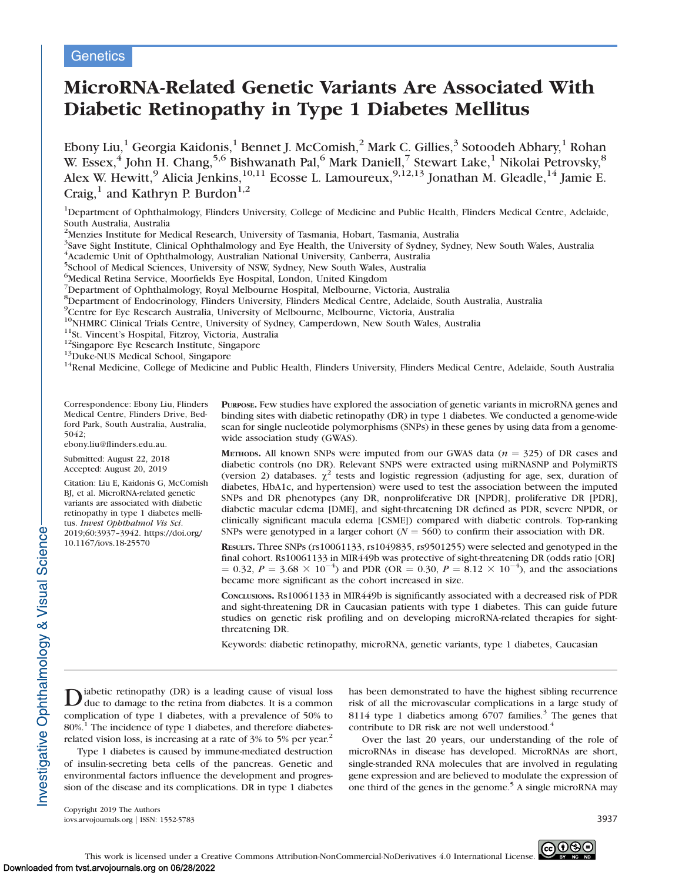Genetics

# MicroRNA-Related Genetic Variants Are Associated With Diabetic Retinopathy in Type 1 Diabetes Mellitus

Ebony Liu,[1] Georgia Kaidonis,[1] Bennet J. McComish,[2] Mark C. Gillies,[3] Sotoodeh Abhary,[1] Rohan W. Essex,[4] John H. Chang,[5,6] Bishwanath Pal,[6] Mark Daniell,[7] Stewart Lake,[1] Nikolai Petrovsky,[8] Alex W. Hewitt,[9] Alicia Jenkins,[10,11] Ecosse L. Lamoureux,[9,12,13] Jonathan M. Gleadle,[14] Jamie E. Craig,[1] and Kathryn P. Burdon[1,2]

[1]Department of Ophthalmology, Flinders University, College of Medicine and Public Health, Flinders Medical Centre, Adelaide, South Australia, Australia
[2]Menzies Institute for Medical Research, University of Tasmania, Hobart, Tasmania, Australia
[3]Save Sight Institute, Clinical Ophthalmology and Eye Health, the University of Sydney, Sydney, New South Wales, Australia
[4]Academic Unit of Ophthalmology, Australian National University, Canberra, Australia
[5]School of Medical Sciences, University of NSW, Sydney, New South Wales, Australia
[6]Medical Retina Service, Moorfields Eye Hospital, London, United Kingdom
[7]Department of Ophthalmology, Royal Melbourne Hospital, Melbourne, Victoria, Australia
[8]Department of Endocrinology, Flinders University, Flinders Medical Centre, Adelaide, South Australia, Australia
[9]Centre for Eye Research Australia, University of Melbourne, Melbourne, Victoria, Australia
[10]NHMRC Clinical Trials Centre, University of Sydney, Camperdown, New South Wales, Australia
[11]St. Vincent's Hospital, Fitzroy, Victoria, Australia
[12]Singapore Eye Research Institute, Singapore
[13]Duke-NUS Medical School, Singapore
[14]Renal Medicine, College of Medicine and Public Health, Flinders University, Flinders Medical Centre, Adelaide, South Australia

Correspondence: Ebony Liu, Flinders Medical Centre, Flinders Drive, Bedford Park, South Australia, Australia, 5042;
ebony.liu@flinders.edu.au.

Submitted: August 22, 2018
Accepted: August 20, 2019

Citation: Liu E, Kaidonis G, McComish BJ, et al. MicroRNA-related genetic variants are associated with diabetic retinopathy in type 1 diabetes mellitus. *Invest Ophthalmol Vis Sci*. 2019;60:3937–3942. https://doi.org/10.1167/iovs.18-25570

**Purpose.** Few studies have explored the association of genetic variants in microRNA genes and binding sites with diabetic retinopathy (DR) in type 1 diabetes. We conducted a genome-wide scan for single nucleotide polymorphisms (SNPs) in these genes by using data from a genome-wide association study (GWAS).

**Methods.** All known SNPs were imputed from our GWAS data ($n = 325$) of DR cases and diabetic controls (no DR). Relevant SNPS were extracted using miRNASNP and PolymiRTS (version 2) databases. $\chi^2$ tests and logistic regression (adjusting for age, sex, duration of diabetes, HbA1c, and hypertension) were used to test the association between the imputed SNPs and DR phenotypes (any DR, nonproliferative DR [NPDR], proliferative DR [PDR], diabetic macular edema [DME], and sight-threatening DR defined as PDR, severe NPDR, or clinically significant macula edema [CSME]) compared with diabetic controls. Top-ranking SNPs were genotyped in a larger cohort ($N = 560$) to confirm their association with DR.

**Results.** Three SNPs (rs10061133, rs1049835, rs9501255) were selected and genotyped in the final cohort. Rs10061133 in MIR449b was protective of sight-threatening DR (odds ratio [OR] = 0.32, $P = 3.68 \times 10^{-4}$) and PDR (OR = 0.30, $P = 8.12 \times 10^{-4}$), and the associations became more significant as the cohort increased in size.

**Conclusions.** Rs10061133 in MIR449b is significantly associated with a decreased risk of PDR and sight-threatening DR in Caucasian patients with type 1 diabetes. This can guide future studies on genetic risk profiling and on developing microRNA-related therapies for sight-threatening DR.

Keywords: diabetic retinopathy, microRNA, genetic variants, type 1 diabetes, Caucasian

Diabetic retinopathy (DR) is a leading cause of visual loss due to damage to the retina from diabetes. It is a common complication of type 1 diabetes, with a prevalence of 50% to 80%.[1] The incidence of type 1 diabetes, and therefore diabetes-related vision loss, is increasing at a rate of 3% to 5% per year.[2]

Type 1 diabetes is caused by immune-mediated destruction of insulin-secreting beta cells of the pancreas. Genetic and environmental factors influence the development and progression of the disease and its complications. DR in type 1 diabetes has been demonstrated to have the highest sibling recurrence risk of all the microvascular complications in a large study of 8114 type 1 diabetics among 6707 families.[3] The genes that contribute to DR risk are not well understood.[4]

Over the last 20 years, our understanding of the role of microRNAs in disease has developed. MicroRNAs are short, single-stranded RNA molecules that are involved in regulating gene expression and are believed to modulate the expression of one third of the genes in the genome.[5] A single microRNA may

Copyright 2019 The Authors
iovs.arvojournals.org | ISSN: 1552-5783

This work is licensed under a Creative Commons Attribution-NonCommercial-NoDerivatives 4.0 International License.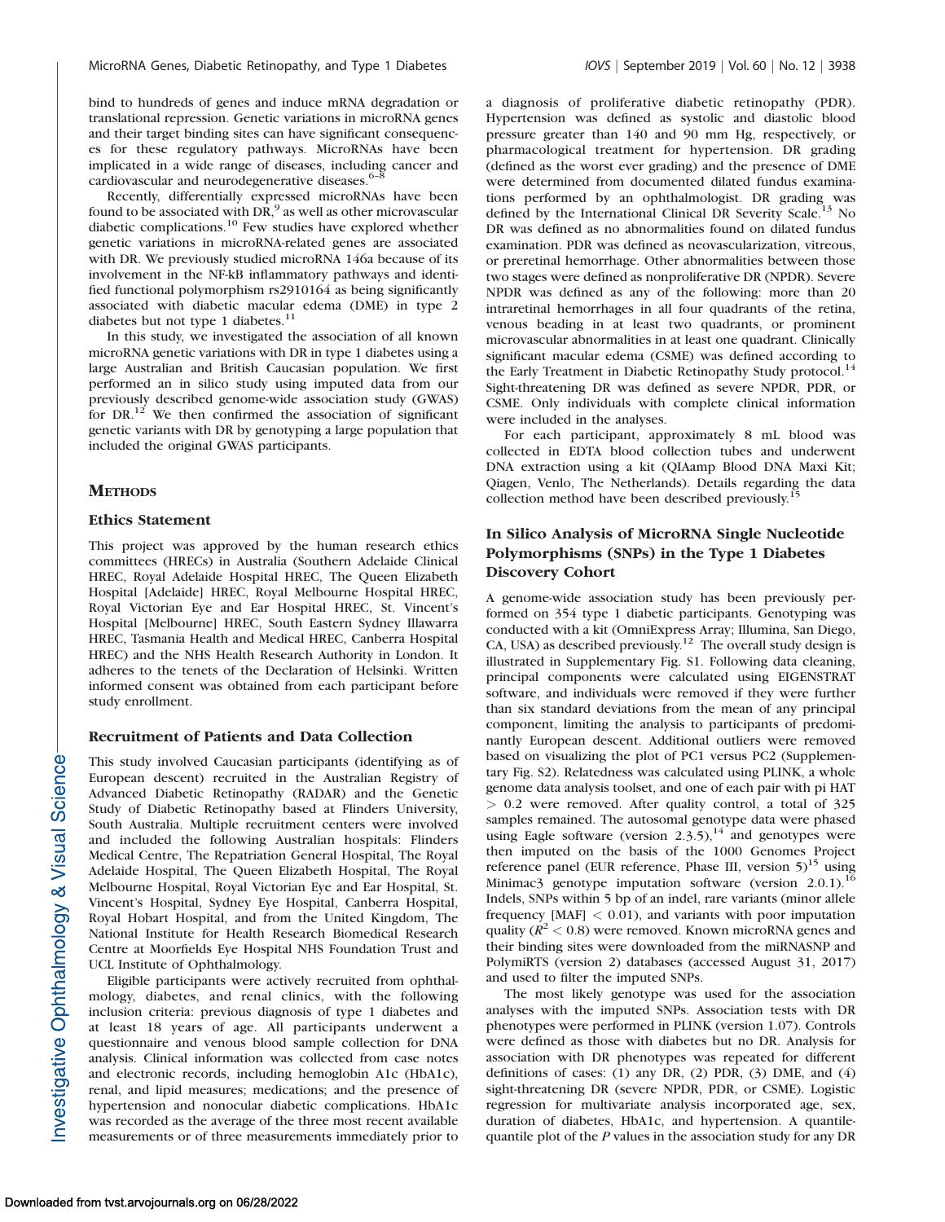bind to hundreds of genes and induce mRNA degradation or translational repression. Genetic variations in microRNA genes and their target binding sites can have significant consequences for these regulatory pathways. MicroRNAs have been implicated in a wide range of diseases, including cancer and cardiovascular and neurodegenerative diseases.[6–8]

Recently, differentially expressed microRNAs have been found to be associated with DR,[9] as well as other microvascular diabetic complications.[10] Few studies have explored whether genetic variations in microRNA-related genes are associated with DR. We previously studied microRNA 146a because of its involvement in the NF-kB inflammatory pathways and identified functional polymorphism rs2910164 as being significantly associated with diabetic macular edema (DME) in type 2 diabetes but not type 1 diabetes.[11]

In this study, we investigated the association of all known microRNA genetic variations with DR in type 1 diabetes using a large Australian and British Caucasian population. We first performed an in silico study using imputed data from our previously described genome-wide association study (GWAS) for DR.[12] We then confirmed the association of significant genetic variants with DR by genotyping a large population that included the original GWAS participants.

## Methods

### Ethics Statement

This project was approved by the human research ethics committees (HRECs) in Australia (Southern Adelaide Clinical HREC, Royal Adelaide Hospital HREC, The Queen Elizabeth Hospital [Adelaide] HREC, Royal Melbourne Hospital HREC, Royal Victorian Eye and Ear Hospital HREC, St. Vincent's Hospital [Melbourne] HREC, South Eastern Sydney Illawarra HREC, Tasmania Health and Medical HREC, Canberra Hospital HREC) and the NHS Health Research Authority in London. It adheres to the tenets of the Declaration of Helsinki. Written informed consent was obtained from each participant before study enrollment.

### Recruitment of Patients and Data Collection

This study involved Caucasian participants (identifying as of European descent) recruited in the Australian Registry of Advanced Diabetic Retinopathy (RADAR) and the Genetic Study of Diabetic Retinopathy based at Flinders University, South Australia. Multiple recruitment centers were involved and included the following Australian hospitals: Flinders Medical Centre, The Repatriation General Hospital, The Royal Adelaide Hospital, The Queen Elizabeth Hospital, The Royal Melbourne Hospital, Royal Victorian Eye and Ear Hospital, St. Vincent's Hospital, Sydney Eye Hospital, Canberra Hospital, Royal Hobart Hospital, and from the United Kingdom, The National Institute for Health Research Biomedical Research Centre at Moorfields Eye Hospital NHS Foundation Trust and UCL Institute of Ophthalmology.

Eligible participants were actively recruited from ophthalmology, diabetes, and renal clinics, with the following inclusion criteria: previous diagnosis of type 1 diabetes and at least 18 years of age. All participants underwent a questionnaire and venous blood sample collection for DNA analysis. Clinical information was collected from case notes and electronic records, including hemoglobin A1c (HbA1c), renal, and lipid measures; medications; and the presence of hypertension and nonocular diabetic complications. HbA1c was recorded as the average of the three most recent available measurements or of three measurements immediately prior to a diagnosis of proliferative diabetic retinopathy (PDR). Hypertension was defined as systolic and diastolic blood pressure greater than 140 and 90 mm Hg, respectively, or pharmacological treatment for hypertension. DR grading (defined as the worst ever grading) and the presence of DME were determined from documented dilated fundus examinations performed by an ophthalmologist. DR grading was defined by the International Clinical DR Severity Scale.[13] No DR was defined as no abnormalities found on dilated fundus examination. PDR was defined as neovascularization, vitreous, or preretinal hemorrhage. Other abnormalities between those two stages were defined as nonproliferative DR (NPDR). Severe NPDR was defined as any of the following: more than 20 intraretinal hemorrhages in all four quadrants of the retina, venous beading in at least two quadrants, or prominent microvascular abnormalities in at least one quadrant. Clinically significant macular edema (CSME) was defined according to the Early Treatment in Diabetic Retinopathy Study protocol.[14] Sight-threatening DR was defined as severe NPDR, PDR, or CSME. Only individuals with complete clinical information were included in the analyses.

For each participant, approximately 8 mL blood was collected in EDTA blood collection tubes and underwent DNA extraction using a kit (QIAamp Blood DNA Maxi Kit; Qiagen, Venlo, The Netherlands). Details regarding the data collection method have been described previously.[15]

### In Silico Analysis of MicroRNA Single Nucleotide Polymorphisms (SNPs) in the Type 1 Diabetes Discovery Cohort

A genome-wide association study has been previously performed on 354 type 1 diabetic participants. Genotyping was conducted with a kit (OmniExpress Array; Illumina, San Diego, CA, USA) as described previously.[12] The overall study design is illustrated in Supplementary Fig. S1. Following data cleaning, principal components were calculated using EIGENSTRAT software, and individuals were removed if they were further than six standard deviations from the mean of any principal component, limiting the analysis to participants of predominantly European descent. Additional outliers were removed based on visualizing the plot of PC1 versus PC2 (Supplementary Fig. S2). Relatedness was calculated using PLINK, a whole genome data analysis toolset, and one of each pair with pi HAT > 0.2 were removed. After quality control, a total of 325 samples remained. The autosomal genotype data were phased using Eagle software (version 2.3.5),[14] and genotypes were then imputed on the basis of the 1000 Genomes Project reference panel (EUR reference, Phase III, version 5)[15] using Minimac3 genotype imputation software (version 2.0.1).[16] Indels, SNPs within 5 bp of an indel, rare variants (minor allele frequency [MAF] < 0.01), and variants with poor imputation quality ($R^2 < 0.8$) were removed. Known microRNA genes and their binding sites were downloaded from the miRNASNP and PolymiRTS (version 2) databases (accessed August 31, 2017) and used to filter the imputed SNPs.

The most likely genotype was used for the association analyses with the imputed SNPs. Association tests with DR phenotypes were performed in PLINK (version 1.07). Controls were defined as those with diabetes but no DR. Analysis for association with DR phenotypes was repeated for different definitions of cases: (1) any DR, (2) PDR, (3) DME, and (4) sight-threatening DR (severe NPDR, PDR, or CSME). Logistic regression for multivariate analysis incorporated age, sex, duration of diabetes, HbA1c, and hypertension. A quantile-quantile plot of the *P* values in the association study for any DR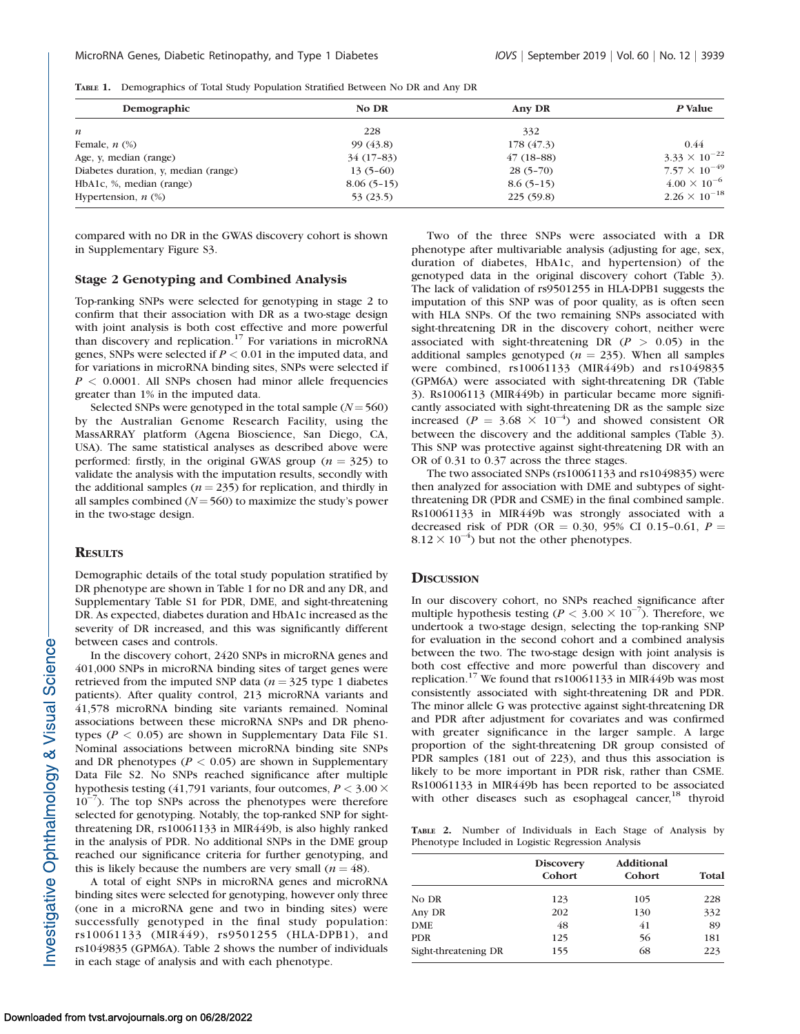TABLE 1. Demographics of Total Study Population Stratified Between No DR and Any DR

| Demographic | No DR | Any DR | P Value |
|---|---|---|---|
| *n* | 228 | 332 | |
| Female, *n* (%) | 99 (43.8) | 178 (47.3) | 0.44 |
| Age, y, median (range) | 34 (17–83) | 47 (18–88) | $3.33 \times 10^{-22}$ |
| Diabetes duration, y, median (range) | 13 (5–60) | 28 (5–70) | $7.57 \times 10^{-49}$ |
| HbA1c, %, median (range) | 8.06 (5–15) | 8.6 (5–15) | $4.00 \times 10^{-6}$ |
| Hypertension, *n* (%) | 53 (23.5) | 225 (59.8) | $2.26 \times 10^{-18}$ |

compared with no DR in the GWAS discovery cohort is shown in Supplementary Figure S3.

### Stage 2 Genotyping and Combined Analysis

Top-ranking SNPs were selected for genotyping in stage 2 to confirm that their association with DR as a two-stage design with joint analysis is both cost effective and more powerful than discovery and replication.[17] For variations in microRNA genes, SNPs were selected if $P < 0.01$ in the imputed data, and for variations in microRNA binding sites, SNPs were selected if $P < 0.0001$. All SNPs chosen had minor allele frequencies greater than 1% in the imputed data.

Selected SNPs were genotyped in the total sample ($N = 560$) by the Australian Genome Research Facility, using the MassARRAY platform (Agena Bioscience, San Diego, CA, USA). The same statistical analyses as described above were performed: firstly, in the original GWAS group ($n = 325$) to validate the analysis with the imputation results, secondly with the additional samples ($n = 235$) for replication, and thirdly in all samples combined ($N = 560$) to maximize the study's power in the two-stage design.

## RESULTS

Demographic details of the total study population stratified by DR phenotype are shown in Table 1 for no DR and any DR, and Supplementary Table S1 for PDR, DME, and sight-threatening DR. As expected, diabetes duration and HbA1c increased as the severity of DR increased, and this was significantly different between cases and controls.

In the discovery cohort, 2420 SNPs in microRNA genes and 401,000 SNPs in microRNA binding sites of target genes were retrieved from the imputed SNP data ($n = 325$ type 1 diabetes patients). After quality control, 213 microRNA variants and 41,578 microRNA binding site variants remained. Nominal associations between these microRNA SNPs and DR phenotypes ($P < 0.05$) are shown in Supplementary Data File S1. Nominal associations between microRNA binding site SNPs and DR phenotypes ($P < 0.05$) are shown in Supplementary Data File S2. No SNPs reached significance after multiple hypothesis testing (41,791 variants, four outcomes, $P < 3.00 \times 10^{-7}$). The top SNPs across the phenotypes were therefore selected for genotyping. Notably, the top-ranked SNP for sight-threatening DR, rs10061133 in MIR449b, is also highly ranked in the analysis of PDR. No additional SNPs in the DME group reached our significance criteria for further genotyping, and this is likely because the numbers are very small ($n = 48$).

A total of eight SNPs in microRNA genes and microRNA binding sites were selected for genotyping, however only three (one in a microRNA gene and two in binding sites) were successfully genotyped in the final study population: rs10061133 (MIR449), rs9501255 (HLA-DPB1), and rs1049835 (GPM6A). Table 2 shows the number of individuals in each stage of analysis and with each phenotype.

Two of the three SNPs were associated with a DR phenotype after multivariable analysis (adjusting for age, sex, duration of diabetes, HbA1c, and hypertension) of the genotyped data in the original discovery cohort (Table 3). The lack of validation of rs9501255 in HLA-DPB1 suggests the imputation of this SNP was of poor quality, as is often seen with HLA SNPs. Of the two remaining SNPs associated with sight-threatening DR in the discovery cohort, neither were associated with sight-threatening DR ($P > 0.05$) in the additional samples genotyped ($n = 235$). When all samples were combined, rs10061133 (MIR449b) and rs1049835 (GPM6A) were associated with sight-threatening DR (Table 3). Rs1006113 (MIR449b) in particular became more significantly associated with sight-threatening DR as the sample size increased ($P = 3.68 \times 10^{-4}$) and showed consistent OR between the discovery and the additional samples (Table 3). This SNP was protective against sight-threatening DR with an OR of 0.31 to 0.37 across the three stages.

The two associated SNPs (rs10061133 and rs1049835) were then analyzed for association with DME and subtypes of sight-threatening DR (PDR and CSME) in the final combined sample. Rs10061133 in MIR449b was strongly associated with a decreased risk of PDR (OR = 0.30, 95% CI 0.15–0.61, $P = 8.12 \times 10^{-4}$) but not the other phenotypes.

## DISCUSSION

In our discovery cohort, no SNPs reached significance after multiple hypothesis testing ($P < 3.00 \times 10^{-7}$). Therefore, we undertook a two-stage design, selecting the top-ranking SNP for evaluation in the second cohort and a combined analysis between the two. The two-stage design with joint analysis is both cost effective and more powerful than discovery and replication.[17] We found that rs10061133 in MIR449b was most consistently associated with sight-threatening DR and PDR. The minor allele G was protective against sight-threatening DR and PDR after adjustment for covariates and was confirmed with greater significance in the larger sample. A large proportion of the sight-threatening DR group consisted of PDR samples (181 out of 223), and thus this association is likely to be more important in PDR risk, rather than CSME. Rs10061133 in MIR449b has been reported to be associated with other diseases such as esophageal cancer,[18] thyroid

TABLE 2. Number of Individuals in Each Stage of Analysis by Phenotype Included in Logistic Regression Analysis

| | Discovery Cohort | Additional Cohort | Total |
|---|---|---|---|
| No DR | 123 | 105 | 228 |
| Any DR | 202 | 130 | 332 |
| DME | 48 | 41 | 89 |
| PDR | 125 | 56 | 181 |
| Sight-threatening DR | 155 | 68 | 223 |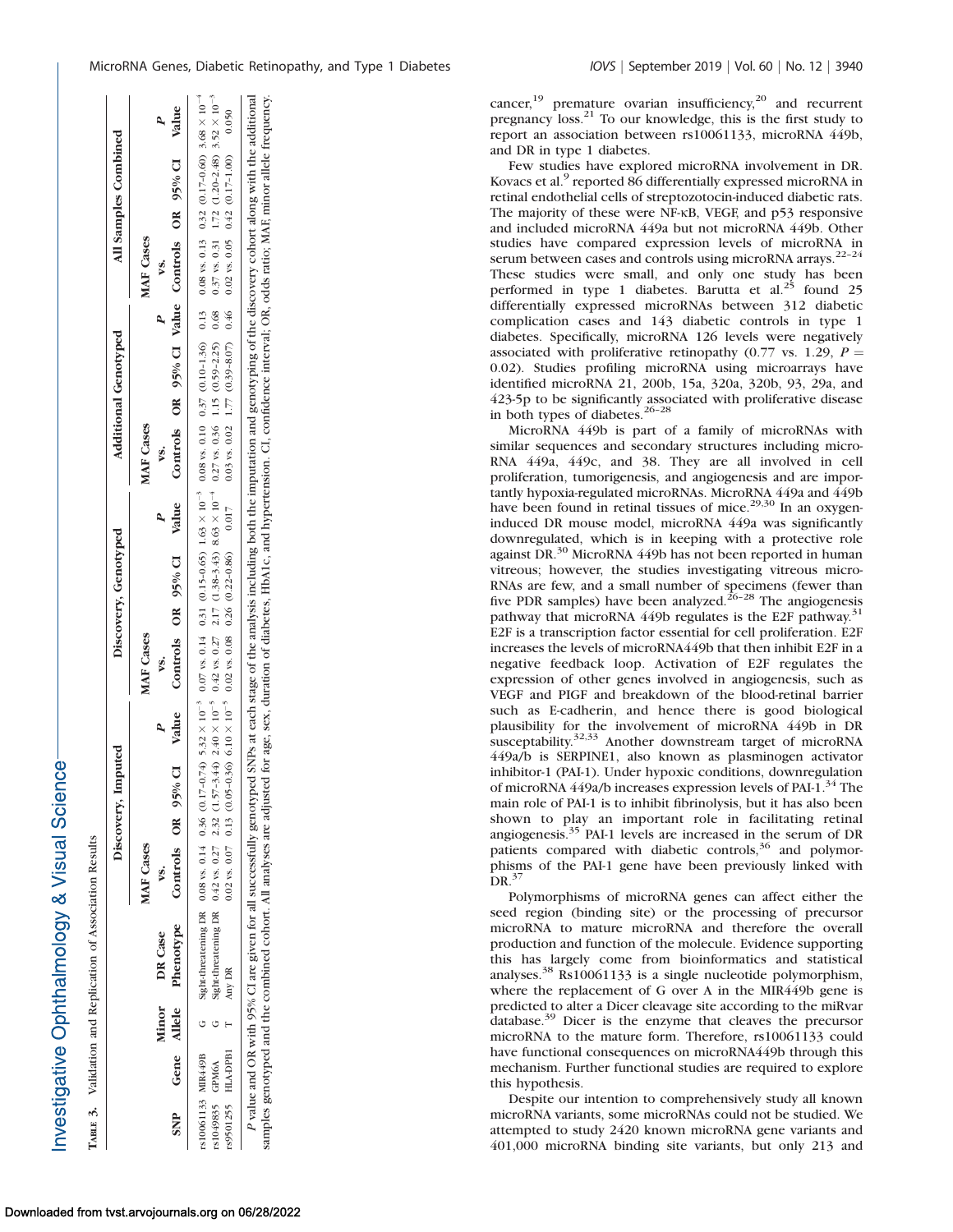**Table 3.** Validation and Replication of Association Results

| SNP | Gene | Minor Allele | DR Case Phenotype | Discovery, Imputed | | | | Discovery, Genotyped | | | | Additional Genotyped | | | | All Samples Combined | | | |
|---|---|---|---|---|---|---|---|---|---|---|---|---|---|---|---|---|---|---|---|
| | | | | MAF Cases vs. Controls | OR | 95% CI | P Value | MAF Cases vs. Controls | OR | 95% CI | P Value | MAF Cases vs. Controls | OR | 95% CI | P Value | MAF Cases vs. Controls | OR | 95% CI | P Value |
| rs10061133 | MIR449B | G | Sight-threatening DR | 0.08 vs. 0.14 | 0.36 | (0.17–0.74) | $5.32 \times 10^{-3}$ | 0.07 vs. 0.14 | 0.31 | (0.15–0.65) | $1.63 \times 10^{-3}$ | 0.08 vs. 0.10 | 0.37 | (0.10–1.36) | 0.13 | 0.08 vs. 0.13 | 0.32 | (0.17–0.60) | $3.68 \times 10^{-4}$ |
| rs1049835 | GPM6A | G | Sight-threatening DR | 0.42 vs. 0.27 | 2.32 | (1.57–3.44) | $2.40 \times 10^{-5}$ | 0.42 vs. 0.27 | 2.17 | (1.38–3.43) | $8.63 \times 10^{-4}$ | 0.27 vs. 0.36 | 1.15 | (0.59–2.25) | 0.68 | 0.37 vs. 0.31 | 1.72 | (1.20–2.48) | $3.52 \times 10^{-3}$ |
| rs9501255 | HLA-DPB1 | T | Any DR | 0.02 vs. 0.07 | 0.13 | (0.05–0.36) | $6.10 \times 10^{-5}$ | 0.02 vs. 0.08 | 0.26 | (0.22–0.86) | 0.017 | 0.03 vs. 0.02 | 1.77 | (0.39–8.07) | 0.46 | 0.02 vs. 0.05 | 0.42 | (0.17–1.00) | 0.050 |

P value and OR with 95% CI are given for all successfully genotyped SNPs at each stage of the analysis including both the imputation and genotyping of the discovery cohort along with the additional samples genotyped and the combined cohort. All analyses are adjusted for age, sex, duration of diabetes, HbA1c, and hypertension. CI, confidence interval; OR, odds ratio; MAF, minor allele frequency.

cancer,[19] premature ovarian insufficiency,[20] and recurrent pregnancy loss.[21] To our knowledge, this is the first study to report an association between rs10061133, microRNA 449b, and DR in type 1 diabetes.

Few studies have explored microRNA involvement in DR. Kovacs et al.[9] reported 86 differentially expressed microRNA in retinal endothelial cells of streptozotocin-induced diabetic rats. The majority of these were NF-κB, VEGF, and p53 responsive and included microRNA 449a but not microRNA 449b. Other studies have compared expression levels of microRNA in serum between cases and controls using microRNA arrays.[22–24] These studies were small, and only one study has been performed in type 1 diabetes. Barutta et al.[25] found 25 differentially expressed microRNAs between 312 diabetic complication cases and 143 diabetic controls in type 1 diabetes. Specifically, microRNA 126 levels were negatively associated with proliferative retinopathy (0.77 vs. 1.29, $P = 0.02$). Studies profiling microRNA using microarrays have identified microRNA 21, 200b, 15a, 320a, 320b, 93, 29a, and 423-5p to be significantly associated with proliferative disease in both types of diabetes.[26–28]

MicroRNA 449b is part of a family of microRNAs with similar sequences and secondary structures including microRNA 449a, 449c, and 38. They are all involved in cell proliferation, tumorigenesis, and angiogenesis and are importantly hypoxia-regulated microRNAs. MicroRNA 449a and 449b have been found in retinal tissues of mice.[29,30] In an oxygen-induced DR mouse model, microRNA 449a was significantly downregulated, which is in keeping with a protective role against DR.[30] MicroRNA 449b has not been reported in human vitreous; however, the studies investigating vitreous microRNAs are few, and a small number of specimens (fewer than five PDR samples) have been analyzed.[26–28] The angiogenesis pathway that microRNA 449b regulates is the E2F pathway.[31] E2F is a transcription factor essential for cell proliferation. E2F increases the levels of microRNA449b that then inhibit E2F in a negative feedback loop. Activation of E2F regulates the expression of other genes involved in angiogenesis, such as VEGF and PlGF and breakdown of the blood-retinal barrier such as E-cadherin, and hence there is good biological plausibility for the involvement of microRNA 449b in DR susceptability.[32,33] Another downstream target of microRNA 449a/b is SERPINE1, also known as plasminogen activator inhibitor-1 (PAI-1). Under hypoxic conditions, downregulation of microRNA 449a/b increases expression levels of PAI-1.[34] The main role of PAI-1 is to inhibit fibrinolysis, but it has also been shown to play an important role in facilitating retinal angiogenesis.[35] PAI-1 levels are increased in the serum of DR patients compared with diabetic controls,[36] and polymorphisms of the PAI-1 gene have been previously linked with DR.[37]

Polymorphisms of microRNA genes can affect either the seed region (binding site) or the processing of precursor microRNA to mature microRNA and therefore the overall production and function of the molecule. Evidence supporting this has largely come from bioinformatics and statistical analyses.[38] Rs10061133 is a single nucleotide polymorphism, where the replacement of G over A in the MIR449b gene is predicted to alter a Dicer cleavage site according to the miRvar database.[39] Dicer is the enzyme that cleaves the precursor microRNA to the mature form. Therefore, rs10061133 could have functional consequences on microRNA449b through this mechanism. Further functional studies are required to explore this hypothesis.

Despite our intention to comprehensively study all known microRNA variants, some microRNAs could not be studied. We attempted to study 2420 known microRNA gene variants and 401,000 microRNA binding site variants, but only 213 and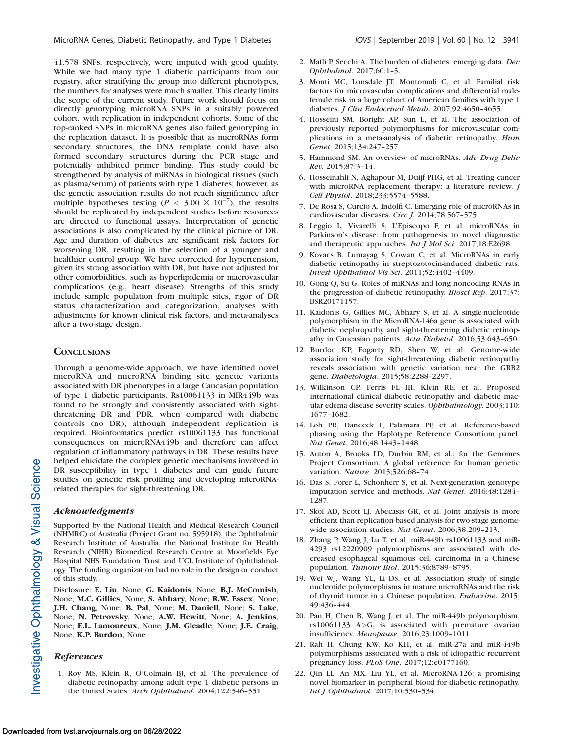41,578 SNPs, respectively, were imputed with good quality. While we had many type 1 diabetic participants from our registry, after stratifying the group into different phenotypes, the numbers for analyses were much smaller. This clearly limits the scope of the current study. Future work should focus on directly genotyping microRNA SNPs in a suitably powered cohort, with replication in independent cohorts. Some of the top-ranked SNPs in microRNA genes also failed genotyping in the replication dataset. It is possible that as microRNAs form secondary structures, the DNA template could have also formed secondary structures during the PCR stage and potentially inhibited primer binding. This study could be strengthened by analysis of miRNAs in biological tissues (such as plasma/serum) of patients with type 1 diabetes; however, as the genetic association results do not reach significance after multiple hypotheses testing ($P < 3.00 \times 10^{-7}$), the results should be replicated by independent studies before resources are directed to functional assays. Interpretation of genetic associations is also complicated by the clinical picture of DR. Age and duration of diabetes are significant risk factors for worsening DR, resulting in the selection of a younger and healthier control group. We have corrected for hypertension, given its strong association with DR, but have not adjusted for other comorbidities, such as hyperlipidemia or macrovascular complications (e.g., heart disease). Strengths of this study include sample population from multiple sites, rigor of DR status characterization and categorization, analyses with adjustments for known clinical risk factors, and meta-analyses after a two-stage design.

## Conclusions

Through a genome-wide approach, we have identified novel microRNA and microRNA binding site genetic variants associated with DR phenotypes in a large Caucasian population of type 1 diabetic participants. Rs10061133 in MIR449b was found to be strongly and consistently associated with sight-threatening DR and PDR, when compared with diabetic controls (no DR), although independent replication is required. Bioinformatics predict rs10061133 has functional consequences on microRNA449b and therefore can affect regulation of inflammatory pathways in DR. These results have helped elucidate the complex genetic mechanisms involved in DR susceptibility in type 1 diabetes and can guide future studies on genetic risk profiling and developing microRNA-related therapies for sight-threatening DR.

### *Acknowledgments*

Supported by the National Health and Medical Research Council (NHMRC) of Australia (Project Grant no. 595918), the Ophthalmic Research Institute of Australia, the National Institute for Health Research (NIHR) Biomedical Research Centre at Moorfields Eye Hospital NHS Foundation Trust and UCL Institute of Ophthalmology. The funding organization had no role in the design or conduct of this study.

Disclosure: **E. Liu**, None; **G. Kaidonis**, None; **B.J. McComish**, None; **M.C. Gillies**, None; **S. Abhary**, None; **R.W. Essex**, None; **J.H. Chang**, None; **B. Pal**, None; **M. Daniell**, None; **S. Lake**, None; **N. Petrovsky**, None; **A.W. Hewitt**, None; **A. Jenkins**, None; **E.L. Lamoureux**, None; **J.M. Gleadle**, None; **J.E. Craig**, None; **K.P. Burdon**, None

### *References*

1. Roy MS, Klein R, O'Colmain BJ, et al. The prevalence of diabetic retinopathy among adult type 1 diabetic persons in the United States. *Arch Ophthalmol*. 2004;122:546–551.
2. Maffi P, Secchi A. The burden of diabetes: emerging data. *Dev Ophthalmol*. 2017;60:1–5.
3. Monti MC, Lonsdale JT, Montomoli C, et al. Familial risk factors for microvascular complications and differential male-female risk in a large cohort of American families with type 1 diabetes. *J Clin Endocrinol Metab*. 2007;92:4650–4655.
4. Hosseini SM, Boright AP, Sun L, et al. The association of previously reported polymorphisms for microvascular complications in a meta-analysis of diabetic retinopathy. *Hum Genet*. 2015;134:247–257.
5. Hammond SM. An overview of microRNAs. *Adv Drug Deliv Rev*. 2015;87:3–14.
6. Hosseinahli N, Aghapour M, Duijf PHG, et al. Treating cancer with microRNA replacement therapy: a literature review. *J Cell Physiol*. 2018;233:5574–5588.
7. De Rosa S, Curcio A, Indolfi C. Emerging role of microRNAs in cardiovascular diseases. *Circ J*. 2014;78:567–575.
8. Leggio L, Vivarelli S, L'Episcopo F, et al. microRNAs in Parkinson's disease: from pathogenesis to novel diagnostic and therapeutic approaches. *Int J Mol Sci*. 2017;18:E2698.
9. Kovacs B, Lumayag S, Cowan C, et al. MicroRNAs in early diabetic retinopathy in streptozotocin-induced diabetic rats. *Invest Ophthalmol Vis Sci*. 2011;52:4402–4409.
10. Gong Q, Su G. Roles of miRNAs and long noncoding RNAs in the progression of diabetic retinopathy. *Biosci Rep*. 2017;37: BSR20171157.
11. Kaidonis G, Gillies MC, Abhary S, et al. A single-nucleotide polymorphism in the MicroRNA-146a gene is associated with diabetic nephropathy and sight-threatening diabetic retinopathy in Caucasian patients. *Acta Diabetol*. 2016;53:643–650.
12. Burdon KP, Fogarty RD, Shen W, et al. Genome-wide association study for sight-threatening diabetic retinopathy reveals association with genetic variation near the GRB2 gene. *Diabetologia*. 2015;58:2288–2297.
13. Wilkinson CP, Ferris FL III, Klein RE, et al. Proposed international clinical diabetic retinopathy and diabetic macular edema disease severity scales. *Ophthalmology.* 2003;110: 1677–1682.
14. Loh PR, Danecek P, Palamara PF, et al. Reference-based phasing using the Haplotype Reference Consortium panel. *Nat Genet*. 2016;48:1443–1448.
15. Auton A, Brooks LD, Durbin RM, et al.; for the Genomes Project Consortium. A global reference for human genetic variation. *Nature*. 2015;526:68–74.
16. Das S, Forer L, Schonherr S, et al. Next-generation genotype imputation service and methods. *Nat Genet*. 2016;48:1284–1287.
17. Skol AD, Scott LJ, Abecasis GR, et al. Joint analysis is more efficient than replication-based analysis for two-stage genome-wide association studies. *Nat Genet*. 2006;38:209–213.
18. Zhang P, Wang J, Lu T, et al. miR-449b rs10061133 and miR-4293 rs12220909 polymorphisms are associated with decreased esophageal squamous cell carcinoma in a Chinese population. *Tumour Biol*. 2015;36:8789–8795.
19. Wei WJ, Wang YL, Li DS, et al. Association study of single nucleotide polymorphisms in mature microRNAs and the risk of thyroid tumor in a Chinese population. *Endocrine*. 2015; 49:436–444.
20. Pan H, Chen B, Wang J, et al. The miR-449b polymorphism, rs10061133 A>G, is associated with premature ovarian insufficiency. *Menopause*. 2016;23:1009–1011.
21. Rah H, Chung KW, Ko KH, et al. miR-27a and miR-449b polymorphisms associated with a risk of idiopathic recurrent pregnancy loss. *PLoS One*. 2017;12:e0177160.
22. Qin LL, An MX, Liu YL, et al. MicroRNA-126: a promising novel biomarker in peripheral blood for diabetic retinopathy. *Int J Ophthalmol*. 2017;10:530–534.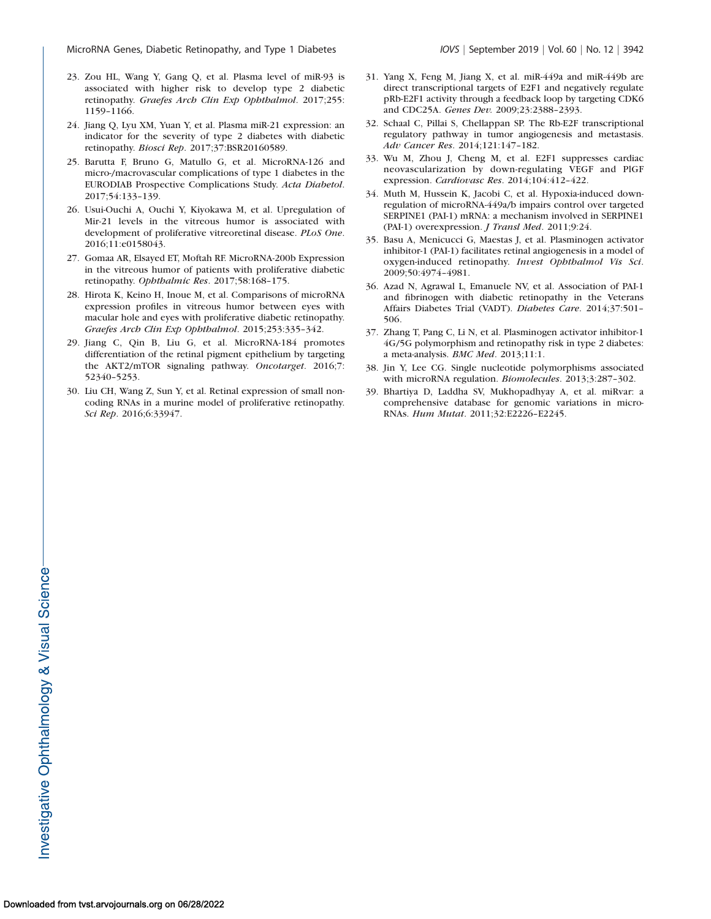23. Zou HL, Wang Y, Gang Q, et al. Plasma level of miR-93 is associated with higher risk to develop type 2 diabetic retinopathy. *Graefes Arch Clin Exp Ophthalmol*. 2017;255: 1159–1166.
24. Jiang Q, Lyu XM, Yuan Y, et al. Plasma miR-21 expression: an indicator for the severity of type 2 diabetes with diabetic retinopathy. *Biosci Rep*. 2017;37:BSR20160589.
25. Barutta F, Bruno G, Matullo G, et al. MicroRNA-126 and micro-/macrovascular complications of type 1 diabetes in the EURODIAB Prospective Complications Study. *Acta Diabetol*. 2017;54:133–139.
26. Usui-Ouchi A, Ouchi Y, Kiyokawa M, et al. Upregulation of Mir-21 levels in the vitreous humor is associated with development of proliferative vitreoretinal disease. *PLoS One*. 2016;11:e0158043.
27. Gomaa AR, Elsayed ET, Moftah RF. MicroRNA-200b Expression in the vitreous humor of patients with proliferative diabetic retinopathy. *Ophthalmic Res*. 2017;58:168–175.
28. Hirota K, Keino H, Inoue M, et al. Comparisons of microRNA expression profiles in vitreous humor between eyes with macular hole and eyes with proliferative diabetic retinopathy. *Graefes Arch Clin Exp Ophthalmol*. 2015;253:335–342.
29. Jiang C, Qin B, Liu G, et al. MicroRNA-184 promotes differentiation of the retinal pigment epithelium by targeting the AKT2/mTOR signaling pathway. *Oncotarget*. 2016;7: 52340–5253.
30. Liu CH, Wang Z, Sun Y, et al. Retinal expression of small non-coding RNAs in a murine model of proliferative retinopathy. *Sci Rep*. 2016;6:33947.
31. Yang X, Feng M, Jiang X, et al. miR-449a and miR-449b are direct transcriptional targets of E2F1 and negatively regulate pRb-E2F1 activity through a feedback loop by targeting CDK6 and CDC25A. *Genes Dev.* 2009;23:2388–2393.
32. Schaal C, Pillai S, Chellappan SP. The Rb-E2F transcriptional regulatory pathway in tumor angiogenesis and metastasis. *Adv Cancer Res*. 2014;121:147–182.
33. Wu M, Zhou J, Cheng M, et al. E2F1 suppresses cardiac neovascularization by down-regulating VEGF and PlGF expression. *Cardiovasc Res*. 2014;104:412–422.
34. Muth M, Hussein K, Jacobi C, et al. Hypoxia-induced down-regulation of microRNA-449a/b impairs control over targeted SERPINE1 (PAI-1) mRNA: a mechanism involved in SERPINE1 (PAI-1) overexpression. *J Transl Med*. 2011;9:24.
35. Basu A, Menicucci G, Maestas J, et al. Plasminogen activator inhibitor-1 (PAI-1) facilitates retinal angiogenesis in a model of oxygen-induced retinopathy. *Invest Ophthalmol Vis Sci*. 2009;50:4974–4981.
36. Azad N, Agrawal L, Emanuele NV, et al. Association of PAI-1 and fibrinogen with diabetic retinopathy in the Veterans Affairs Diabetes Trial (VADT). *Diabetes Care*. 2014;37:501–506.
37. Zhang T, Pang C, Li N, et al. Plasminogen activator inhibitor-1 4G/5G polymorphism and retinopathy risk in type 2 diabetes: a meta-analysis. *BMC Med*. 2013;11:1.
38. Jin Y, Lee CG. Single nucleotide polymorphisms associated with microRNA regulation. *Biomolecules*. 2013;3:287–302.
39. Bhartiya D, Laddha SV, Mukhopadhyay A, et al. miRvar: a comprehensive database for genomic variations in micro-RNAs. *Hum Mutat*. 2011;32:E2226–E2245.